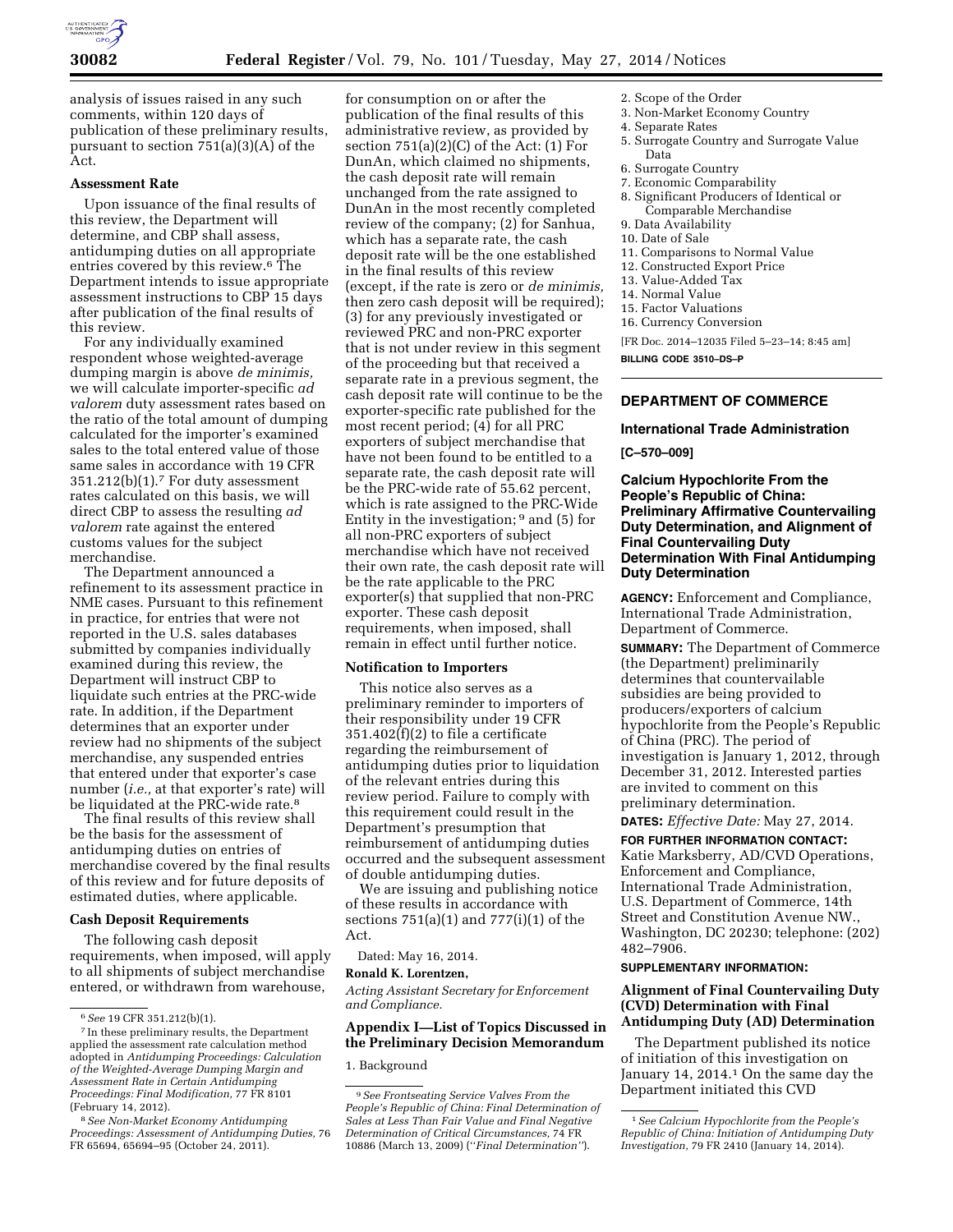analysis of issues raised in any such comments, within 120 days of publication of these preliminary results, pursuant to section 751(a)(3)(A) of the Act.

**Assessment Rate**

Upon issuance of the final results of this review, the Department will determine, and CBP shall assess, antidumping duties on all appropriate entries covered by this review.[6] The Department intends to issue appropriate assessment instructions to CBP 15 days after publication of the final results of this review.

For any individually examined respondent whose weighted-average dumping margin is above *de minimis,* we will calculate importer-specific *ad valorem* duty assessment rates based on the ratio of the total amount of dumping calculated for the importer's examined sales to the total entered value of those same sales in accordance with 19 CFR 351.212(b)(1).[7] For duty assessment rates calculated on this basis, we will direct CBP to assess the resulting *ad valorem* rate against the entered customs values for the subject merchandise.

The Department announced a refinement to its assessment practice in NME cases. Pursuant to this refinement in practice, for entries that were not reported in the U.S. sales databases submitted by companies individually examined during this review, the Department will instruct CBP to liquidate such entries at the PRC-wide rate. In addition, if the Department determines that an exporter under review had no shipments of the subject merchandise, any suspended entries that entered under that exporter's case number (*i.e.,* at that exporter's rate) will be liquidated at the PRC-wide rate.[8]

The final results of this review shall be the basis for the assessment of antidumping duties on entries of merchandise covered by the final results of this review and for future deposits of estimated duties, where applicable.

**Cash Deposit Requirements**

The following cash deposit requirements, when imposed, will apply to all shipments of subject merchandise entered, or withdrawn from warehouse, for consumption on or after the publication of the final results of this administrative review, as provided by section 751(a)(2)(C) of the Act: (1) For DunAn, which claimed no shipments, the cash deposit rate will remain unchanged from the rate assigned to DunAn in the most recently completed review of the company; (2) for Sanhua, which has a separate rate, the cash deposit rate will be the one established in the final results of this review (except, if the rate is zero or *de minimis,* then zero cash deposit will be required); (3) for any previously investigated or reviewed PRC and non-PRC exporter that is not under review in this segment of the proceeding but that received a separate rate in a previous segment, the cash deposit rate will continue to be the exporter-specific rate published for the most recent period; (4) for all PRC exporters of subject merchandise that have not been found to be entitled to a separate rate, the cash deposit rate will be the PRC-wide rate of 55.62 percent, which is rate assigned to the PRC-Wide Entity in the investigation;[9] and (5) for all non-PRC exporters of subject merchandise which have not received their own rate, the cash deposit rate will be the rate applicable to the PRC exporter(s) that supplied that non-PRC exporter. These cash deposit requirements, when imposed, shall remain in effect until further notice.

**Notification to Importers**

This notice also serves as a preliminary reminder to importers of their responsibility under 19 CFR 351.402(f)(2) to file a certificate regarding the reimbursement of antidumping duties prior to liquidation of the relevant entries during this review period. Failure to comply with this requirement could result in the Department's presumption that reimbursement of antidumping duties occurred and the subsequent assessment of double antidumping duties.

We are issuing and publishing notice of these results in accordance with sections 751(a)(1) and 777(i)(1) of the Act.

Dated: May 16, 2014.

**Ronald K. Lorentzen,**

*Acting Assistant Secretary for Enforcement and Compliance.*

**Appendix I—List of Topics Discussed in the Preliminary Decision Memorandum**

1. Background
2. Scope of the Order
3. Non-Market Economy Country
4. Separate Rates
5. Surrogate Country and Surrogate Value Data
6. Surrogate Country
7. Economic Comparability
8. Significant Producers of Identical or Comparable Merchandise
9. Data Availability
10. Date of Sale
11. Comparisons to Normal Value
12. Constructed Export Price
13. Value-Added Tax
14. Normal Value
15. Factor Valuations
16. Currency Conversion

[FR Doc. 2014–12035 Filed 5–23–14; 8:45 am]

**BILLING CODE 3510–DS–P**

[6] *See* 19 CFR 351.212(b)(1).

[7] In these preliminary results, the Department applied the assessment rate calculation method adopted in *Antidumping Proceedings: Calculation of the Weighted-Average Dumping Margin and Assessment Rate in Certain Antidumping Proceedings: Final Modification,* 77 FR 8101 (February 14, 2012).

[8] *See Non-Market Economy Antidumping Proceedings: Assessment of Antidumping Duties,* 76 FR 65694, 65694–95 (October 24, 2011).

[9] *See Frontseating Service Valves From the People's Republic of China: Final Determination of Sales at Less Than Fair Value and Final Negative Determination of Critical Circumstances,* 74 FR 10886 (March 13, 2009) (''*Final Determination''*).

## DEPARTMENT OF COMMERCE

### International Trade Administration

**[C–570–009]**

### Calcium Hypochlorite From the People's Republic of China: Preliminary Affirmative Countervailing Duty Determination, and Alignment of Final Countervailing Duty Determination With Final Antidumping Duty Determination

**AGENCY:** Enforcement and Compliance, International Trade Administration, Department of Commerce.

**SUMMARY:** The Department of Commerce (the Department) preliminarily determines that countervailable subsidies are being provided to producers/exporters of calcium hypochlorite from the People's Republic of China (PRC). The period of investigation is January 1, 2012, through December 31, 2012. Interested parties are invited to comment on this preliminary determination.

**DATES:** *Effective Date:* May 27, 2014.

**FOR FURTHER INFORMATION CONTACT:** Katie Marksberry, AD/CVD Operations, Enforcement and Compliance, International Trade Administration, U.S. Department of Commerce, 14th Street and Constitution Avenue NW., Washington, DC 20230; telephone: (202) 482–7906.

**SUPPLEMENTARY INFORMATION:**

**Alignment of Final Countervailing Duty (CVD) Determination with Final Antidumping Duty (AD) Determination**

The Department published its notice of initiation of this investigation on January 14, 2014.[1] On the same day the Department initiated this CVD

[1] *See Calcium Hypochlorite from the People's Republic of China: Initiation of Antidumping Duty Investigation,* 79 FR 2410 (January 14, 2014).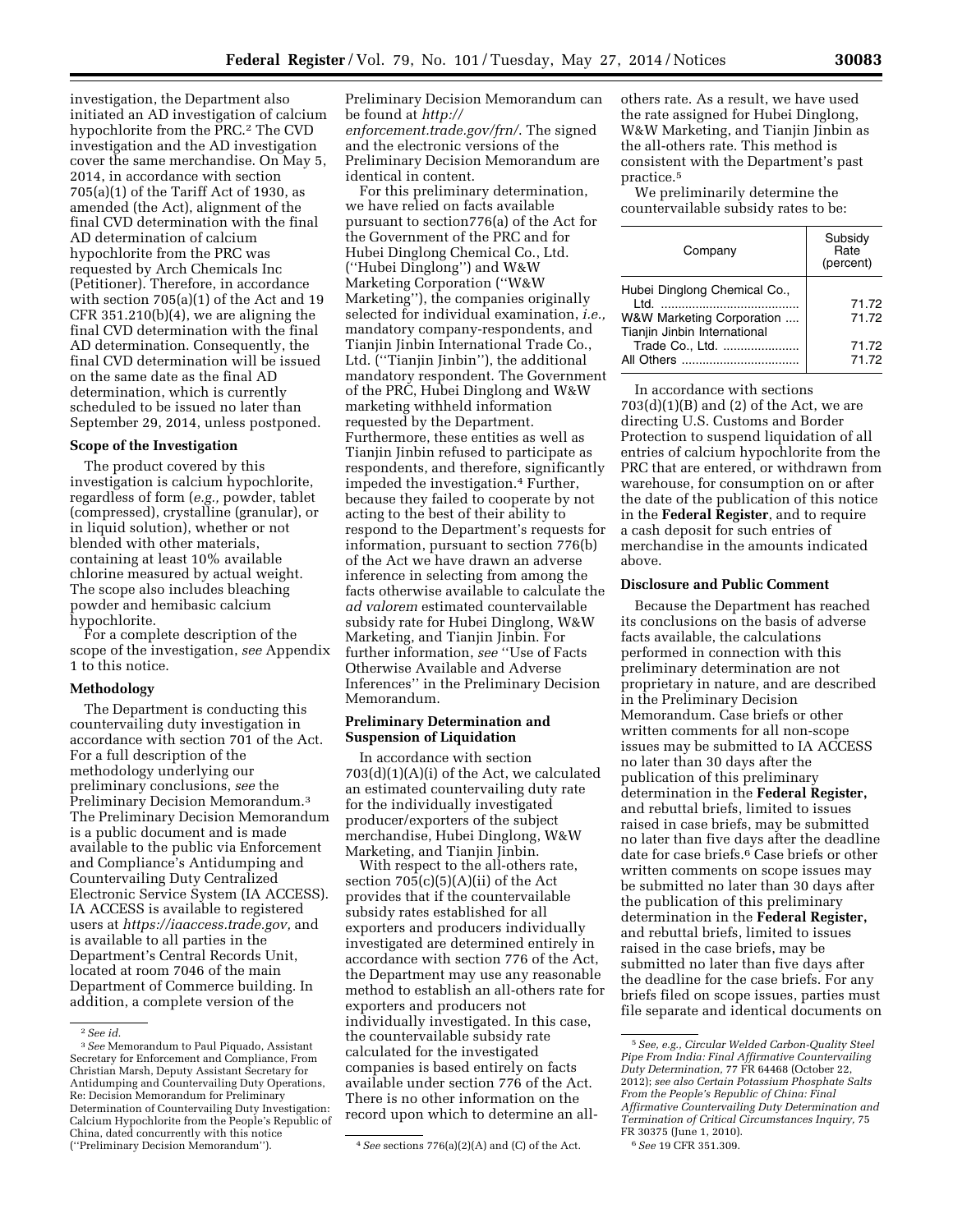investigation, the Department also initiated an AD investigation of calcium hypochlorite from the PRC.[2] The CVD investigation and the AD investigation cover the same merchandise. On May 5, 2014, in accordance with section 705(a)(1) of the Tariff Act of 1930, as amended (the Act), alignment of the final CVD determination with the final AD determination of calcium hypochlorite from the PRC was requested by Arch Chemicals Inc (Petitioner). Therefore, in accordance with section 705(a)(1) of the Act and 19 CFR 351.210(b)(4), we are aligning the final CVD determination with the final AD determination. Consequently, the final CVD determination will be issued on the same date as the final AD determination, which is currently scheduled to be issued no later than September 29, 2014, unless postponed.

**Scope of the Investigation**

The product covered by this investigation is calcium hypochlorite, regardless of form (*e.g.,* powder, tablet (compressed), crystalline (granular), or in liquid solution), whether or not blended with other materials, containing at least 10% available chlorine measured by actual weight. The scope also includes bleaching powder and hemibasic calcium hypochlorite.

For a complete description of the scope of the investigation, *see* Appendix 1 to this notice.

**Methodology**

The Department is conducting this countervailing duty investigation in accordance with section 701 of the Act. For a full description of the methodology underlying our preliminary conclusions, *see* the Preliminary Decision Memorandum.[3] The Preliminary Decision Memorandum is a public document and is made available to the public via Enforcement and Compliance's Antidumping and Countervailing Duty Centralized Electronic Service System (IA ACCESS). IA ACCESS is available to registered users at *https://iaaccess.trade.gov,* and is available to all parties in the Department's Central Records Unit, located at room 7046 of the main Department of Commerce building. In addition, a complete version of the Preliminary Decision Memorandum can be found at *http://enforcement.trade.gov/frn/*. The signed and the electronic versions of the Preliminary Decision Memorandum are identical in content.

For this preliminary determination, we have relied on facts available pursuant to section776(a) of the Act for the Government of the PRC and for Hubei Dinglong Chemical Co., Ltd. (''Hubei Dinglong'') and W&W Marketing Corporation (''W&W Marketing''), the companies originally selected for individual examination, *i.e.,* mandatory company-respondents, and Tianjin Jinbin International Trade Co., Ltd. (''Tianjin Jinbin''), the additional mandatory respondent. The Government of the PRC, Hubei Dinglong and W&W marketing withheld information requested by the Department. Furthermore, these entities as well as Tianjin Jinbin refused to participate as respondents, and therefore, significantly impeded the investigation.[4] Further, because they failed to cooperate by not acting to the best of their ability to respond to the Department's requests for information, pursuant to section 776(b) of the Act we have drawn an adverse inference in selecting from among the facts otherwise available to calculate the *ad valorem* estimated countervailable subsidy rate for Hubei Dinglong, W&W Marketing, and Tianjin Jinbin. For further information, *see* ''Use of Facts Otherwise Available and Adverse Inferences'' in the Preliminary Decision Memorandum.

**Preliminary Determination and Suspension of Liquidation**

In accordance with section 703(d)(1)(A)(i) of the Act, we calculated an estimated countervailing duty rate for the individually investigated producer/exporters of the subject merchandise, Hubei Dinglong, W&W Marketing, and Tianjin Jinbin.

With respect to the all-others rate, section 705(c)(5)(A)(ii) of the Act provides that if the countervailable subsidy rates established for all exporters and producers individually investigated are determined entirely in accordance with section 776 of the Act, the Department may use any reasonable method to establish an all-others rate for exporters and producers not individually investigated. In this case, the countervailable subsidy rate calculated for the investigated companies is based entirely on facts available under section 776 of the Act. There is no other information on the record upon which to determine an all-others rate. As a result, we have used the rate assigned for Hubei Dinglong, W&W Marketing, and Tianjin Jinbin as the all-others rate. This method is consistent with the Department's past practice.[5]

We preliminarily determine the countervailable subsidy rates to be:

| Company | Subsidy Rate (percent) |
| --- | --- |
| Hubei Dinglong Chemical Co., Ltd. | 71.72 |
| W&W Marketing Corporation | 71.72 |
| Tianjin Jinbin International Trade Co., Ltd. | 71.72 |
| All Others | 71.72 |

In accordance with sections 703(d)(1)(B) and (2) of the Act, we are directing U.S. Customs and Border Protection to suspend liquidation of all entries of calcium hypochlorite from the PRC that are entered, or withdrawn from warehouse, for consumption on or after the date of the publication of this notice in the **Federal Register**, and to require a cash deposit for such entries of merchandise in the amounts indicated above.

**Disclosure and Public Comment**

Because the Department has reached its conclusions on the basis of adverse facts available, the calculations performed in connection with this preliminary determination are not proprietary in nature, and are described in the Preliminary Decision Memorandum. Case briefs or other written comments for all non-scope issues may be submitted to IA ACCESS no later than 30 days after the publication of this preliminary determination in the **Federal Register,** and rebuttal briefs, limited to issues raised in case briefs, may be submitted no later than five days after the deadline date for case briefs.[6] Case briefs or other written comments on scope issues may be submitted no later than 30 days after the publication of this preliminary determination in the **Federal Register,** and rebuttal briefs, limited to issues raised in the case briefs, may be submitted no later than five days after the deadline for the case briefs. For any briefs filed on scope issues, parties must file separate and identical documents on

---

[2] *See id.*

[3] *See* Memorandum to Paul Piquado, Assistant Secretary for Enforcement and Compliance, From Christian Marsh, Deputy Assistant Secretary for Antidumping and Countervailing Duty Operations, Re: Decision Memorandum for Preliminary Determination of Countervailing Duty Investigation: Calcium Hypochlorite from the People's Republic of China, dated concurrently with this notice (''Preliminary Decision Memorandum'').

[4] *See* sections 776(a)(2)(A) and (C) of the Act.

[5] *See, e.g., Circular Welded Carbon-Quality Steel Pipe From India: Final Affirmative Countervailing Duty Determination,* 77 FR 64468 (October 22, 2012); *see also Certain Potassium Phosphate Salts From the People's Republic of China: Final Affirmative Countervailing Duty Determination and Termination of Critical Circumstances Inquiry,* 75 FR 30375 (June 1, 2010).

[6] *See* 19 CFR 351.309.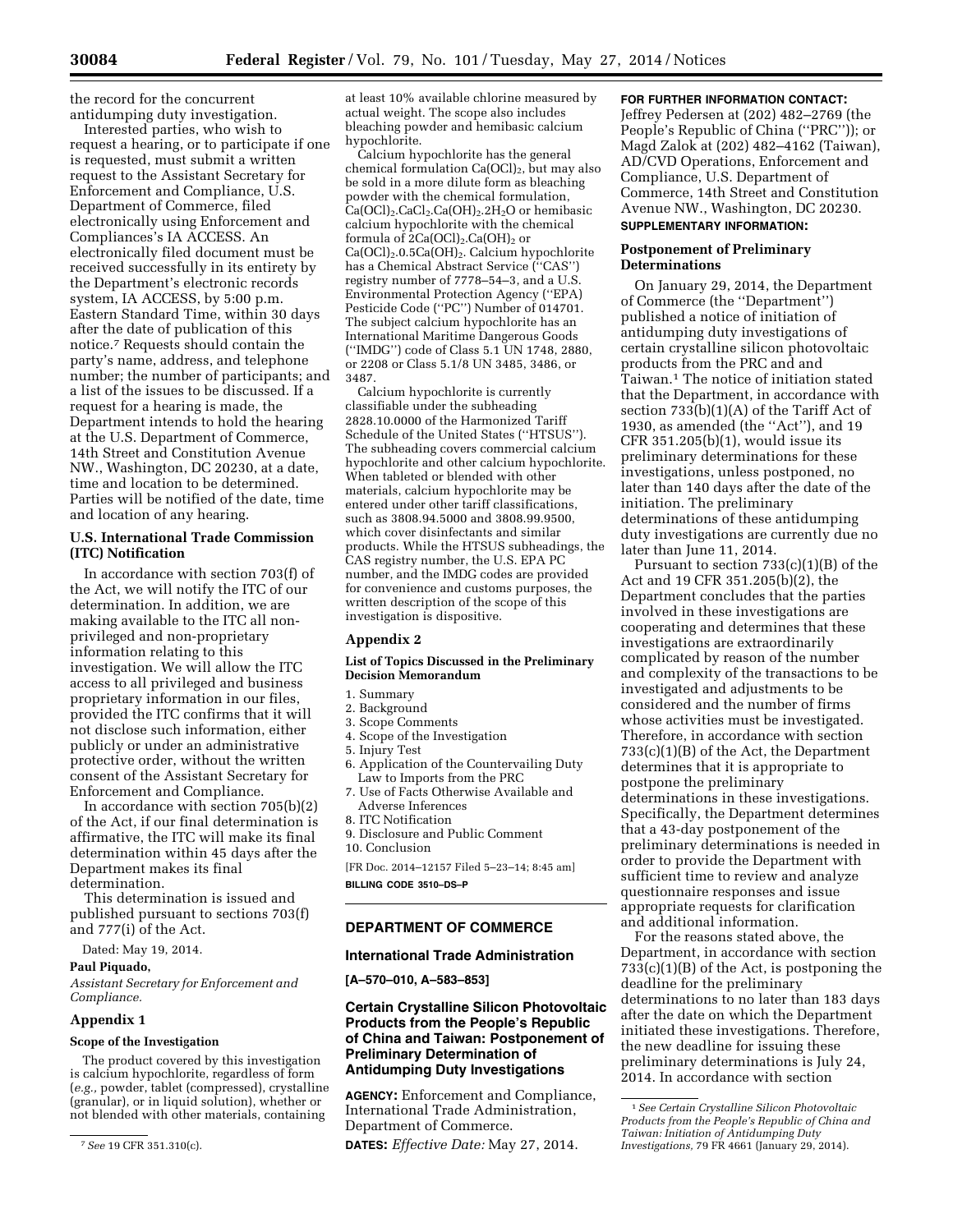the record for the concurrent antidumping duty investigation.

Interested parties, who wish to request a hearing, or to participate if one is requested, must submit a written request to the Assistant Secretary for Enforcement and Compliance, U.S. Department of Commerce, filed electronically using Enforcement and Compliances's IA ACCESS. An electronically filed document must be received successfully in its entirety by the Department's electronic records system, IA ACCESS, by 5:00 p.m. Eastern Standard Time, within 30 days after the date of publication of this notice.[7] Requests should contain the party's name, address, and telephone number; the number of participants; and a list of the issues to be discussed. If a request for a hearing is made, the Department intends to hold the hearing at the U.S. Department of Commerce, 14th Street and Constitution Avenue NW., Washington, DC 20230, at a date, time and location to be determined. Parties will be notified of the date, time and location of any hearing.

### U.S. International Trade Commission (ITC) Notification

In accordance with section 703(f) of the Act, we will notify the ITC of our determination. In addition, we are making available to the ITC all non-privileged and non-proprietary information relating to this investigation. We will allow the ITC access to all privileged and business proprietary information in our files, provided the ITC confirms that it will not disclose such information, either publicly or under an administrative protective order, without the written consent of the Assistant Secretary for Enforcement and Compliance.

In accordance with section 705(b)(2) of the Act, if our final determination is affirmative, the ITC will make its final determination within 45 days after the Department makes its final determination.

This determination is issued and published pursuant to sections 703(f) and 777(i) of the Act.

Dated: May 19, 2014.

**Paul Piquado,**

*Assistant Secretary for Enforcement and Compliance.*

### Appendix 1

#### Scope of the Investigation

The product covered by this investigation is calcium hypochlorite, regardless of form (*e.g.,* powder, tablet (compressed), crystalline (granular), or in liquid solution), whether or not blended with other materials, containing at least 10% available chlorine measured by actual weight. The scope also includes bleaching powder and hemibasic calcium hypochlorite.

Calcium hypochlorite has the general chemical formulation $Ca(OCl)_2$, but may also be sold in a more dilute form as bleaching powder with the chemical formulation, $Ca(OCl)_2.CaCl_2.Ca(OH)_2.2H_2O$ or hemibasic calcium hypochlorite with the chemical formula of $2Ca(OCl)_2.Ca(OH)_2$ or $Ca(OCl)_2.0.5Ca(OH)_2$. Calcium hypochlorite has a Chemical Abstract Service ("CAS") registry number of 7778–54–3, and a U.S. Environmental Protection Agency ("EPA") Pesticide Code ("PC") Number of 014701. The subject calcium hypochlorite has an International Maritime Dangerous Goods ("IMDG") code of Class 5.1 UN 1748, 2880, or 2208 or Class 5.1/8 UN 3485, 3486, or 3487.

Calcium hypochlorite is currently classifiable under the subheading 2828.10.0000 of the Harmonized Tariff Schedule of the United States ("HTSUS"). The subheading covers commercial calcium hypochlorite and other calcium hypochlorite. When tableted or blended with other materials, calcium hypochlorite may be entered under other tariff classifications, such as 3808.94.5000 and 3808.99.9500, which cover disinfectants and similar products. While the HTSUS subheadings, the CAS registry number, the U.S. EPA PC number, and the IMDG codes are provided for convenience and customs purposes, the written description of the scope of this investigation is dispositive.

### Appendix 2

#### List of Topics Discussed in the Preliminary Decision Memorandum

1. Summary
2. Background
3. Scope Comments
4. Scope of the Investigation
5. Injury Test
6. Application of the Countervailing Duty Law to Imports from the PRC
7. Use of Facts Otherwise Available and Adverse Inferences
8. ITC Notification
9. Disclosure and Public Comment
10. Conclusion

[FR Doc. 2014–12157 Filed 5–23–14; 8:45 am]

**BILLING CODE 3510–DS–P**

---

## DEPARTMENT OF COMMERCE

### International Trade Administration

**[A–570–010, A–583–853]**

### Certain Crystalline Silicon Photovoltaic Products from the People's Republic of China and Taiwan: Postponement of Preliminary Determination of Antidumping Duty Investigations

**AGENCY:** Enforcement and Compliance, International Trade Administration, Department of Commerce.

**DATES:** *Effective Date:* May 27, 2014.

**FOR FURTHER INFORMATION CONTACT:** Jeffrey Pedersen at (202) 482–2769 (the People's Republic of China ("PRC")); or Magd Zalok at (202) 482–4162 (Taiwan), AD/CVD Operations, Enforcement and Compliance, U.S. Department of Commerce, 14th Street and Constitution Avenue NW., Washington, DC 20230.

**SUPPLEMENTARY INFORMATION:**

#### Postponement of Preliminary Determinations

On January 29, 2014, the Department of Commerce (the "Department") published a notice of initiation of antidumping duty investigations of certain crystalline silicon photovoltaic products from the PRC and and Taiwan.[1] The notice of initiation stated that the Department, in accordance with section 733(b)(1)(A) of the Tariff Act of 1930, as amended (the "Act"), and 19 CFR 351.205(b)(1), would issue its preliminary determinations for these investigations, unless postponed, no later than 140 days after the date of the initiation. The preliminary determinations of these antidumping duty investigations are currently due no later than June 11, 2014.

Pursuant to section 733(c)(1)(B) of the Act and 19 CFR 351.205(b)(2), the Department concludes that the parties involved in these investigations are cooperating and determines that these investigations are extraordinarily complicated by reason of the number and complexity of the transactions to be investigated and adjustments to be considered and the number of firms whose activities must be investigated. Therefore, in accordance with section 733(c)(1)(B) of the Act, the Department determines that it is appropriate to postpone the preliminary determinations in these investigations. Specifically, the Department determines that a 43-day postponement of the preliminary determinations is needed in order to provide the Department with sufficient time to review and analyze questionnaire responses and issue appropriate requests for clarification and additional information.

For the reasons stated above, the Department, in accordance with section 733(c)(1)(B) of the Act, is postponing the deadline for the preliminary determinations to no later than 183 days after the date on which the Department initiated these investigations. Therefore, the new deadline for issuing these preliminary determinations is July 24, 2014. In accordance with section

---

[7] *See* 19 CFR 351.310(c).

[1] *See Certain Crystalline Silicon Photovoltaic Products from the People's Republic of China and Taiwan: Initiation of Antidumping Duty Investigations,* 79 FR 4661 (January 29, 2014).